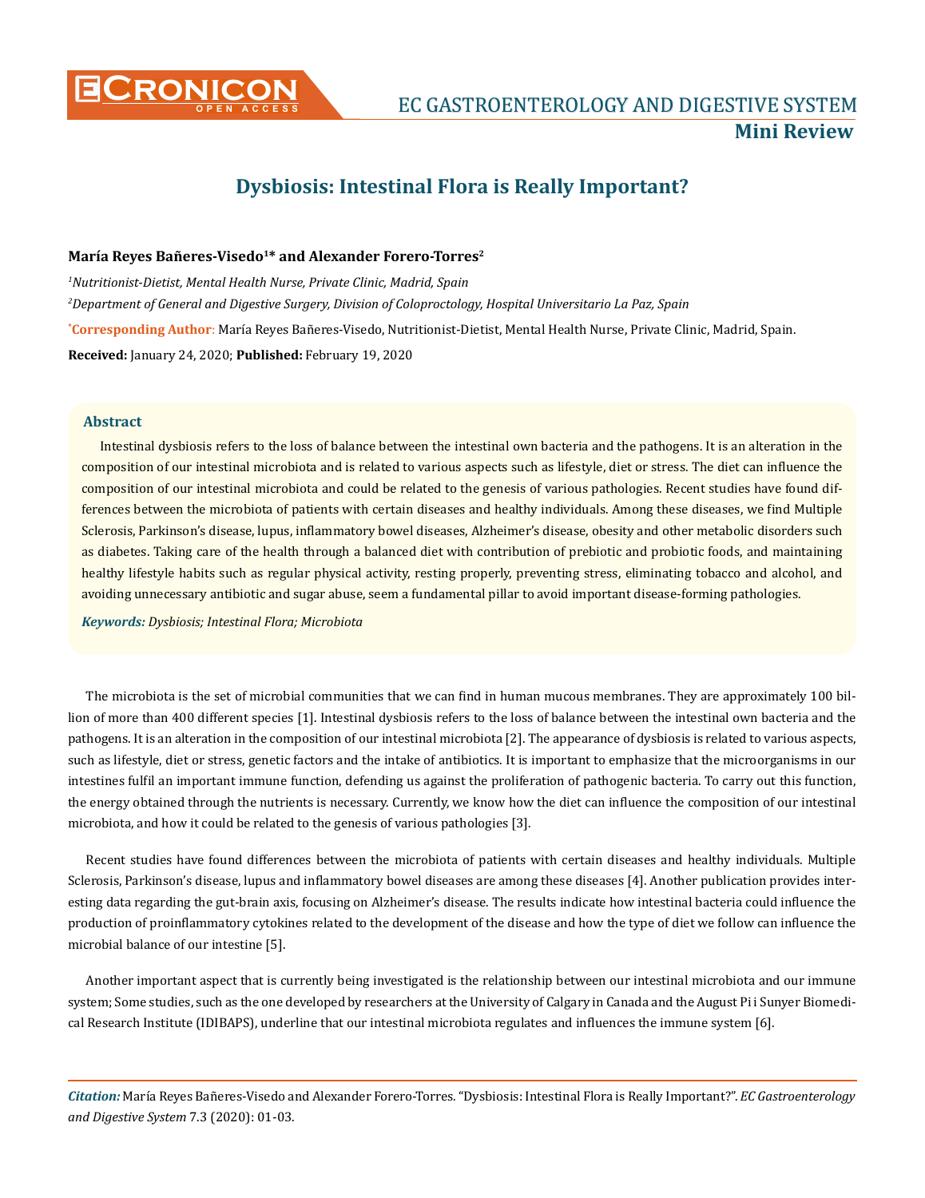**Mini Review**

# Dysbiosis: Intestinal Flora is Really Important?

**María Reyes Bañeres-Visedo[1]* and Alexander Forero-Torres[2]**

*[1]Nutritionist-Dietist, Mental Health Nurse, Private Clinic, Madrid, Spain*

*[2]Department of General and Digestive Surgery, Division of Coloproctology, Hospital Universitario La Paz, Spain*

***Corresponding Author**: María Reyes Bañeres-Visedo, Nutritionist-Dietist, Mental Health Nurse, Private Clinic, Madrid, Spain.

**Received:** January 24, 2020; **Published:** February 19, 2020

## Abstract

Intestinal dysbiosis refers to the loss of balance between the intestinal own bacteria and the pathogens. It is an alteration in the composition of our intestinal microbiota and is related to various aspects such as lifestyle, diet or stress. The diet can influence the composition of our intestinal microbiota and could be related to the genesis of various pathologies. Recent studies have found differences between the microbiota of patients with certain diseases and healthy individuals. Among these diseases, we find Multiple Sclerosis, Parkinson's disease, lupus, inflammatory bowel diseases, Alzheimer's disease, obesity and other metabolic disorders such as diabetes. Taking care of the health through a balanced diet with contribution of prebiotic and probiotic foods, and maintaining healthy lifestyle habits such as regular physical activity, resting properly, preventing stress, eliminating tobacco and alcohol, and avoiding unnecessary antibiotic and sugar abuse, seem a fundamental pillar to avoid important disease-forming pathologies.

***Keywords:*** *Dysbiosis; Intestinal Flora; Microbiota*

The microbiota is the set of microbial communities that we can find in human mucous membranes. They are approximately 100 billion of more than 400 different species [1]. Intestinal dysbiosis refers to the loss of balance between the intestinal own bacteria and the pathogens. It is an alteration in the composition of our intestinal microbiota [2]. The appearance of dysbiosis is related to various aspects, such as lifestyle, diet or stress, genetic factors and the intake of antibiotics. It is important to emphasize that the microorganisms in our intestines fulfil an important immune function, defending us against the proliferation of pathogenic bacteria. To carry out this function, the energy obtained through the nutrients is necessary. Currently, we know how the diet can influence the composition of our intestinal microbiota, and how it could be related to the genesis of various pathologies [3].

Recent studies have found differences between the microbiota of patients with certain diseases and healthy individuals. Multiple Sclerosis, Parkinson's disease, lupus and inflammatory bowel diseases are among these diseases [4]. Another publication provides interesting data regarding the gut-brain axis, focusing on Alzheimer's disease. The results indicate how intestinal bacteria could influence the production of proinflammatory cytokines related to the development of the disease and how the type of diet we follow can influence the microbial balance of our intestine [5].

Another important aspect that is currently being investigated is the relationship between our intestinal microbiota and our immune system; Some studies, such as the one developed by researchers at the University of Calgary in Canada and the August Pi i Sunyer Biomedical Research Institute (IDIBAPS), underline that our intestinal microbiota regulates and influences the immune system [6].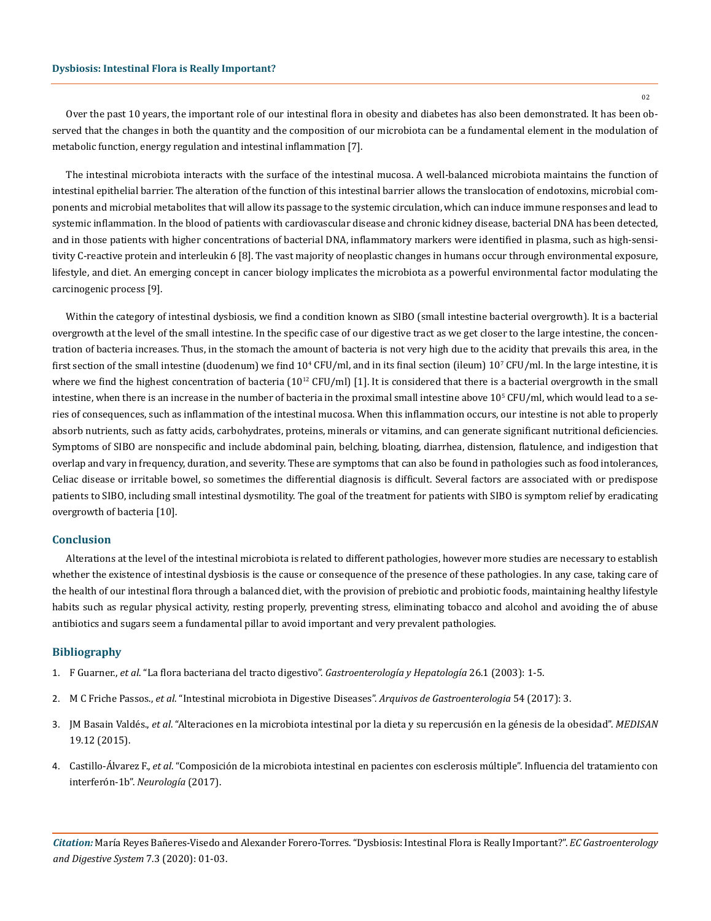Over the past 10 years, the important role of our intestinal flora in obesity and diabetes has also been demonstrated. It has been observed that the changes in both the quantity and the composition of our microbiota can be a fundamental element in the modulation of metabolic function, energy regulation and intestinal inflammation [7].

The intestinal microbiota interacts with the surface of the intestinal mucosa. A well-balanced microbiota maintains the function of intestinal epithelial barrier. The alteration of the function of this intestinal barrier allows the translocation of endotoxins, microbial components and microbial metabolites that will allow its passage to the systemic circulation, which can induce immune responses and lead to systemic inflammation. In the blood of patients with cardiovascular disease and chronic kidney disease, bacterial DNA has been detected, and in those patients with higher concentrations of bacterial DNA, inflammatory markers were identified in plasma, such as high-sensitivity C-reactive protein and interleukin 6 [8]. The vast majority of neoplastic changes in humans occur through environmental exposure, lifestyle, and diet. An emerging concept in cancer biology implicates the microbiota as a powerful environmental factor modulating the carcinogenic process [9].

Within the category of intestinal dysbiosis, we find a condition known as SIBO (small intestine bacterial overgrowth). It is a bacterial overgrowth at the level of the small intestine. In the specific case of our digestive tract as we get closer to the large intestine, the concentration of bacteria increases. Thus, in the stomach the amount of bacteria is not very high due to the acidity that prevails this area, in the first section of the small intestine (duodenum) we find $10^4$ CFU/ml, and in its final section (ileum) $10^7$ CFU/ml. In the large intestine, it is where we find the highest concentration of bacteria ($10^{12}$ CFU/ml) [1]. It is considered that there is a bacterial overgrowth in the small intestine, when there is an increase in the number of bacteria in the proximal small intestine above $10^5$ CFU/ml, which would lead to a series of consequences, such as inflammation of the intestinal mucosa. When this inflammation occurs, our intestine is not able to properly absorb nutrients, such as fatty acids, carbohydrates, proteins, minerals or vitamins, and can generate significant nutritional deficiencies. Symptoms of SIBO are nonspecific and include abdominal pain, belching, bloating, diarrhea, distension, flatulence, and indigestion that overlap and vary in frequency, duration, and severity. These are symptoms that can also be found in pathologies such as food intolerances, Celiac disease or irritable bowel, so sometimes the differential diagnosis is difficult. Several factors are associated with or predispose patients to SIBO, including small intestinal dysmotility. The goal of the treatment for patients with SIBO is symptom relief by eradicating overgrowth of bacteria [10].

## Conclusion

Alterations at the level of the intestinal microbiota is related to different pathologies, however more studies are necessary to establish whether the existence of intestinal dysbiosis is the cause or consequence of the presence of these pathologies. In any case, taking care of the health of our intestinal flora through a balanced diet, with the provision of prebiotic and probiotic foods, maintaining healthy lifestyle habits such as regular physical activity, resting properly, preventing stress, eliminating tobacco and alcohol and avoiding the of abuse antibiotics and sugars seem a fundamental pillar to avoid important and very prevalent pathologies.

## Bibliography

1. F Guarner., *et al*. "La flora bacteriana del tracto digestivo". *Gastroenterología y Hepatología* 26.1 (2003): 1-5.
2. M C Friche Passos., *et al*. "Intestinal microbiota in Digestive Diseases". *Arquivos de Gastroenterologia* 54 (2017): 3.
3. JM Basain Valdés., *et al*. "Alteraciones en la microbiota intestinal por la dieta y su repercusión en la génesis de la obesidad". *MEDISAN* 19.12 (2015).
4. Castillo-Álvarez F., *et al*. "Composición de la microbiota intestinal en pacientes con esclerosis múltiple". Influencia del tratamiento con interferón-1b". *Neurología* (2017).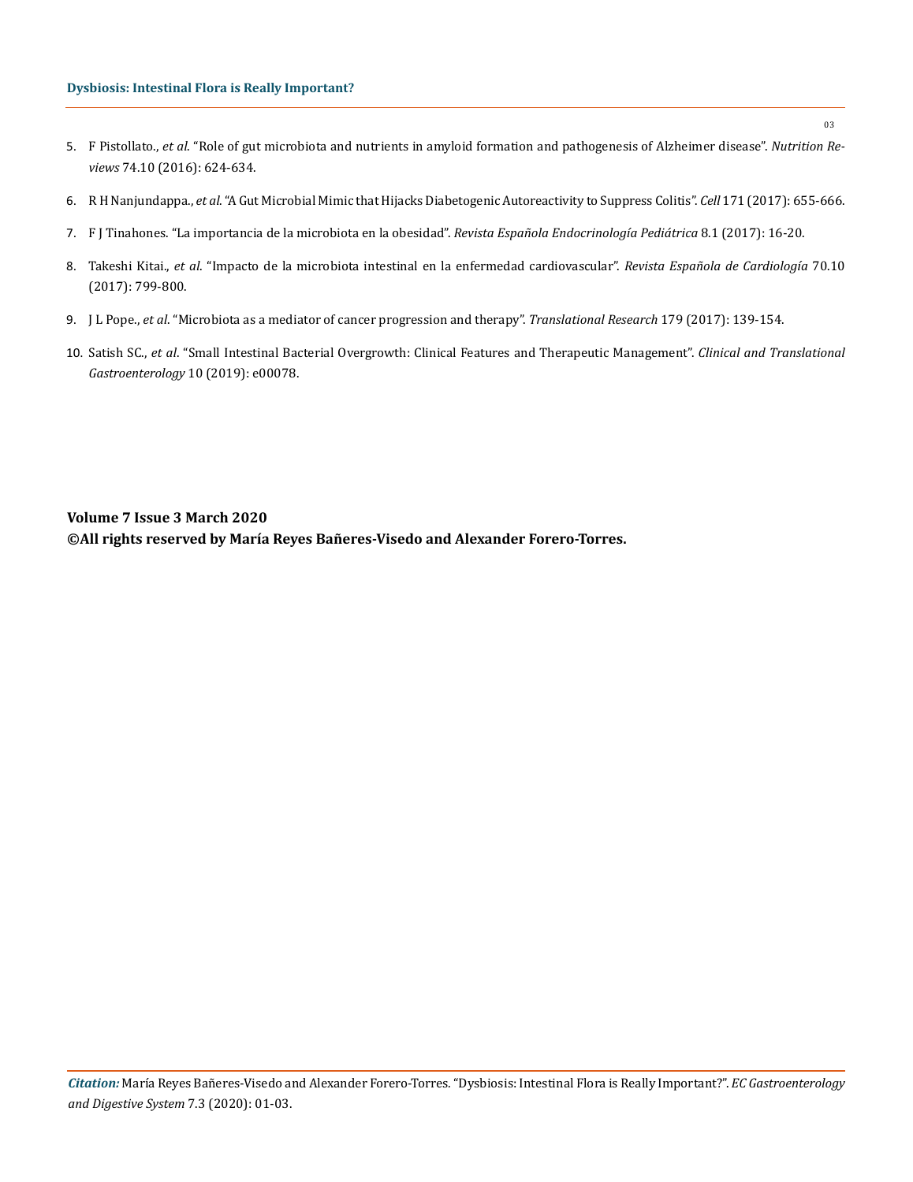5. F Pistollato., *et al*. "Role of gut microbiota and nutrients in amyloid formation and pathogenesis of Alzheimer disease". *Nutrition Reviews* 74.10 (2016): 624-634.

6. R H Nanjundappa., *et al*. "A Gut Microbial Mimic that Hijacks Diabetogenic Autoreactivity to Suppress Colitis". *Cell* 171 (2017): 655-666.

7. F J Tinahones. "La importancia de la microbiota en la obesidad". *Revista Española Endocrinología Pediátrica* 8.1 (2017): 16-20.

8. Takeshi Kitai., *et al*. "Impacto de la microbiota intestinal en la enfermedad cardiovascular". *Revista Española de Cardiología* 70.10 (2017): 799-800.

9. J L Pope., *et al*. "Microbiota as a mediator of cancer progression and therapy". *Translational Research* 179 (2017): 139-154.

10. Satish SC., *et al*. "Small Intestinal Bacterial Overgrowth: Clinical Features and Therapeutic Management". *Clinical and Translational Gastroenterology* 10 (2019): e00078.

**Volume 7 Issue 3 March 2020**
**©All rights reserved by María Reyes Bañeres-Visedo and Alexander Forero-Torres.**